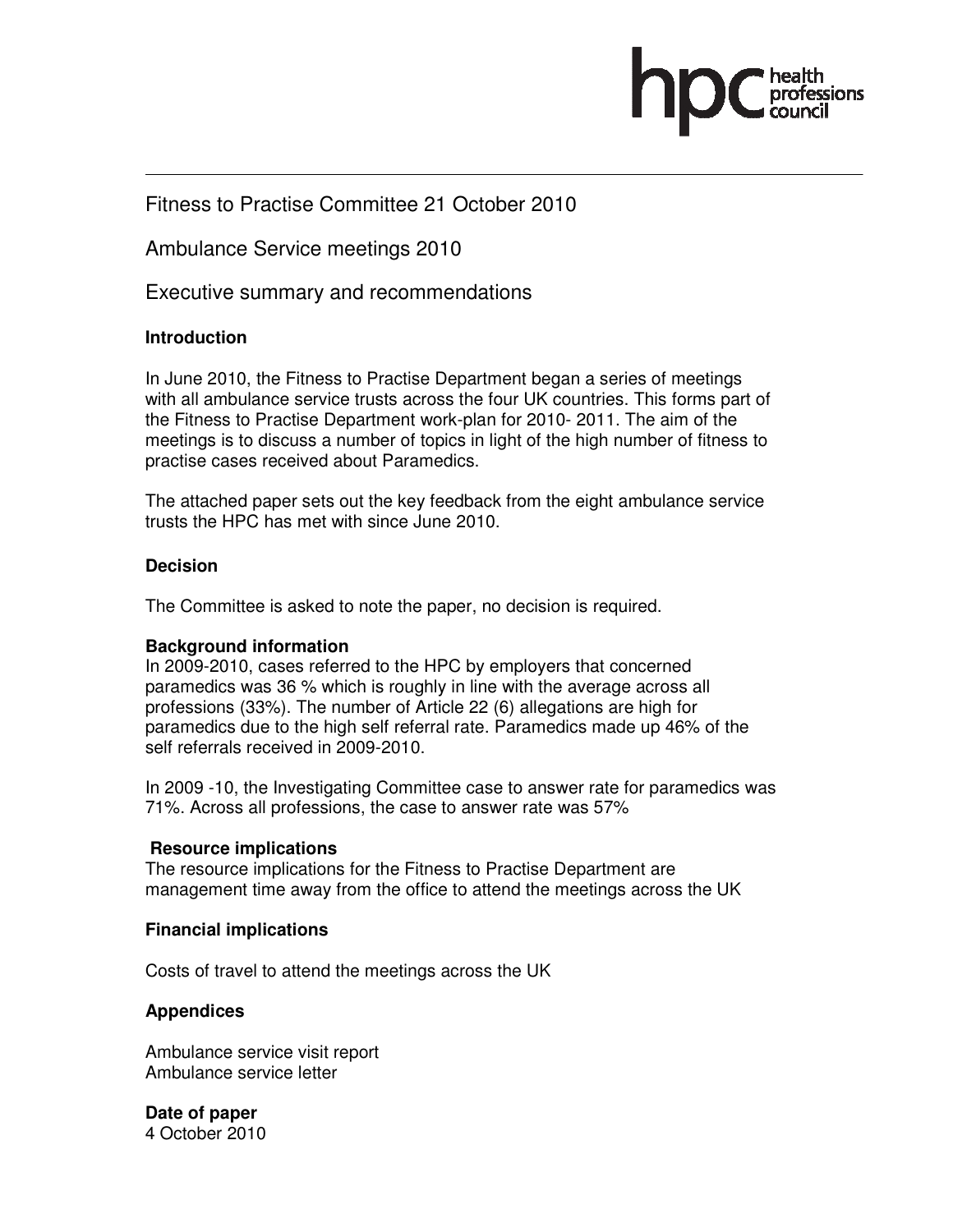Fitness to Practise Committee 21 October 2010

Ambulance Service meetings 2010

Executive summary and recommendations

**Introduction**

In June 2010, the Fitness to Practise Department began a series of meetings with all ambulance service trusts across the four UK countries. This forms part of the Fitness to Practise Department work-plan for 2010- 2011. The aim of the meetings is to discuss a number of topics in light of the high number of fitness to practise cases received about Paramedics.

The attached paper sets out the key feedback from the eight ambulance service trusts the HPC has met with since June 2010.

**Decision**

The Committee is asked to note the paper, no decision is required.

**Background information**

In 2009-2010, cases referred to the HPC by employers that concerned paramedics was 36 % which is roughly in line with the average across all professions (33%). The number of Article 22 (6) allegations are high for paramedics due to the high self referral rate. Paramedics made up 46% of the self referrals received in 2009-2010.

In 2009 -10, the Investigating Committee case to answer rate for paramedics was 71%. Across all professions, the case to answer rate was 57%

**Resource implications**

The resource implications for the Fitness to Practise Department are management time away from the office to attend the meetings across the UK

**Financial implications**

Costs of travel to attend the meetings across the UK

**Appendices**

Ambulance service visit report
Ambulance service letter

**Date of paper**

4 October 2010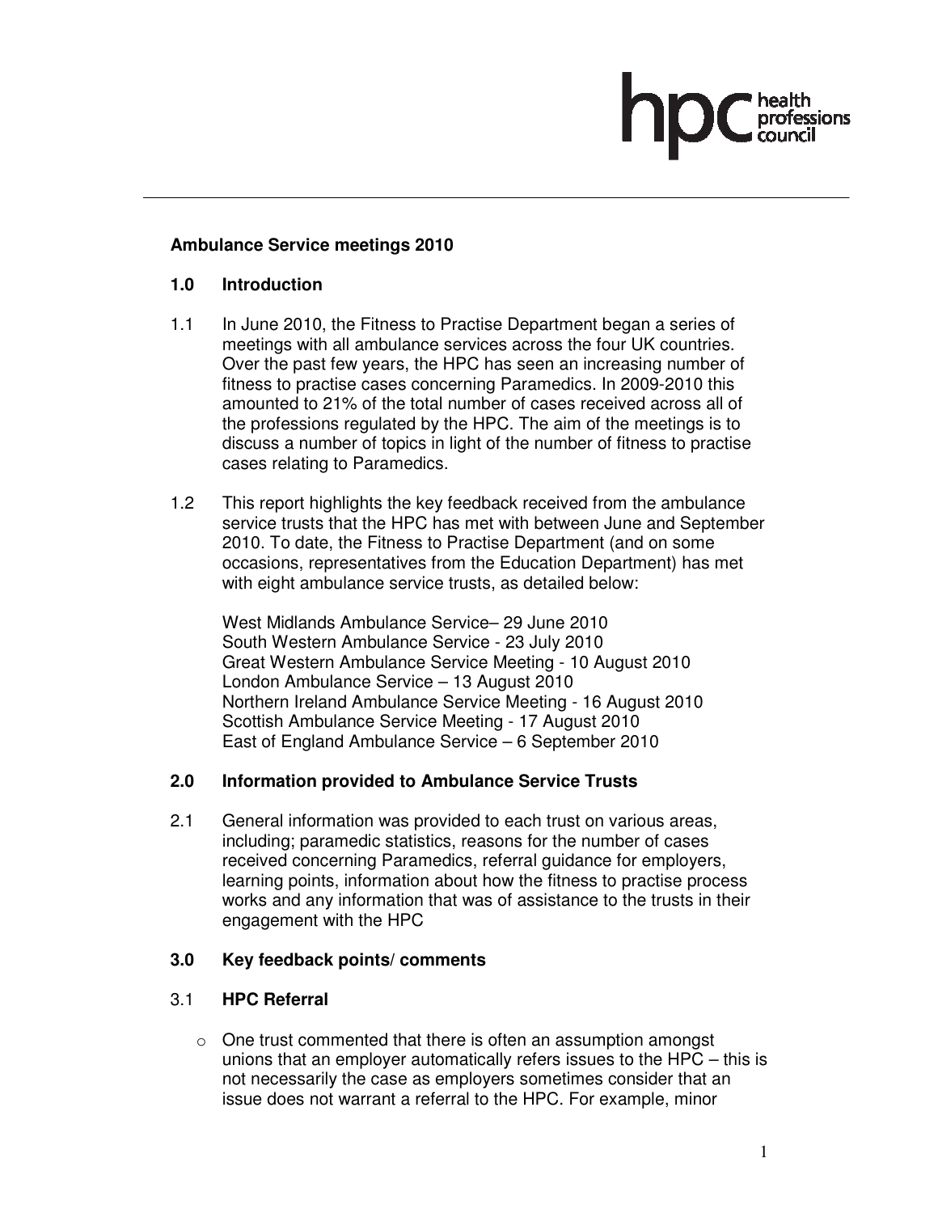## Ambulance Service meetings 2010

### 1.0 Introduction

1.1 In June 2010, the Fitness to Practise Department began a series of meetings with all ambulance services across the four UK countries. Over the past few years, the HPC has seen an increasing number of fitness to practise cases concerning Paramedics. In 2009-2010 this amounted to 21% of the total number of cases received across all of the professions regulated by the HPC. The aim of the meetings is to discuss a number of topics in light of the number of fitness to practise cases relating to Paramedics.

1.2 This report highlights the key feedback received from the ambulance service trusts that the HPC has met with between June and September 2010. To date, the Fitness to Practise Department (and on some occasions, representatives from the Education Department) has met with eight ambulance service trusts, as detailed below:

West Midlands Ambulance Service– 29 June 2010
South Western Ambulance Service - 23 July 2010
Great Western Ambulance Service Meeting - 10 August 2010
London Ambulance Service – 13 August 2010
Northern Ireland Ambulance Service Meeting - 16 August 2010
Scottish Ambulance Service Meeting - 17 August 2010
East of England Ambulance Service – 6 September 2010

### 2.0 Information provided to Ambulance Service Trusts

2.1 General information was provided to each trust on various areas, including; paramedic statistics, reasons for the number of cases received concerning Paramedics, referral guidance for employers, learning points, information about how the fitness to practise process works and any information that was of assistance to the trusts in their engagement with the HPC

### 3.0 Key feedback points/ comments

#### 3.1 HPC Referral

- One trust commented that there is often an assumption amongst unions that an employer automatically refers issues to the HPC – this is not necessarily the case as employers sometimes consider that an issue does not warrant a referral to the HPC. For example, minor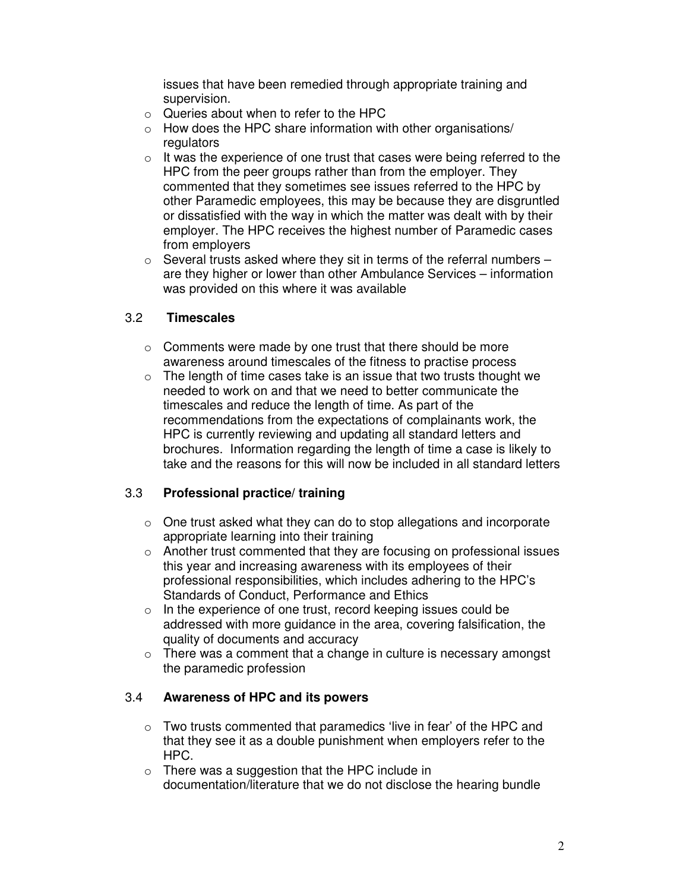issues that have been remedied through appropriate training and supervision.

- Queries about when to refer to the HPC
- How does the HPC share information with other organisations/ regulators
- It was the experience of one trust that cases were being referred to the HPC from the peer groups rather than from the employer. They commented that they sometimes see issues referred to the HPC by other Paramedic employees, this may be because they are disgruntled or dissatisfied with the way in which the matter was dealt with by their employer. The HPC receives the highest number of Paramedic cases from employers
- Several trusts asked where they sit in terms of the referral numbers – are they higher or lower than other Ambulance Services – information was provided on this where it was available

## 3.2 Timescales

- Comments were made by one trust that there should be more awareness around timescales of the fitness to practise process
- The length of time cases take is an issue that two trusts thought we needed to work on and that we need to better communicate the timescales and reduce the length of time. As part of the recommendations from the expectations of complainants work, the HPC is currently reviewing and updating all standard letters and brochures. Information regarding the length of time a case is likely to take and the reasons for this will now be included in all standard letters

## 3.3 Professional practice/ training

- One trust asked what they can do to stop allegations and incorporate appropriate learning into their training
- Another trust commented that they are focusing on professional issues this year and increasing awareness with its employees of their professional responsibilities, which includes adhering to the HPC's Standards of Conduct, Performance and Ethics
- In the experience of one trust, record keeping issues could be addressed with more guidance in the area, covering falsification, the quality of documents and accuracy
- There was a comment that a change in culture is necessary amongst the paramedic profession

## 3.4 Awareness of HPC and its powers

- Two trusts commented that paramedics 'live in fear' of the HPC and that they see it as a double punishment when employers refer to the HPC.
- There was a suggestion that the HPC include in documentation/literature that we do not disclose the hearing bundle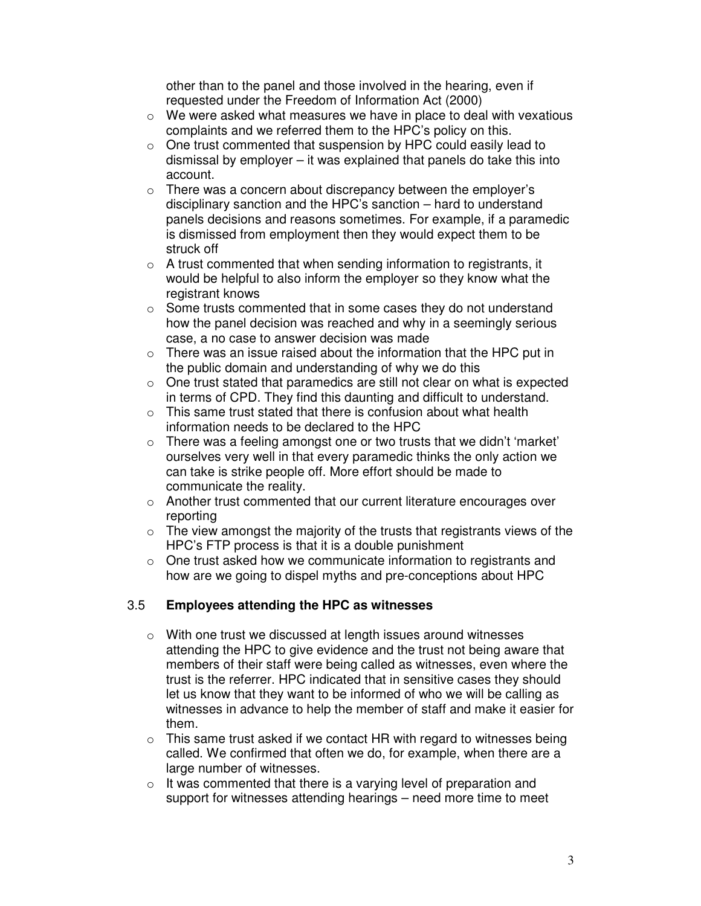other than to the panel and those involved in the hearing, even if requested under the Freedom of Information Act (2000)

- We were asked what measures we have in place to deal with vexatious complaints and we referred them to the HPC's policy on this.
- One trust commented that suspension by HPC could easily lead to dismissal by employer – it was explained that panels do take this into account.
- There was a concern about discrepancy between the employer's disciplinary sanction and the HPC's sanction – hard to understand panels decisions and reasons sometimes. For example, if a paramedic is dismissed from employment then they would expect them to be struck off
- A trust commented that when sending information to registrants, it would be helpful to also inform the employer so they know what the registrant knows
- Some trusts commented that in some cases they do not understand how the panel decision was reached and why in a seemingly serious case, a no case to answer decision was made
- There was an issue raised about the information that the HPC put in the public domain and understanding of why we do this
- One trust stated that paramedics are still not clear on what is expected in terms of CPD. They find this daunting and difficult to understand.
- This same trust stated that there is confusion about what health information needs to be declared to the HPC
- There was a feeling amongst one or two trusts that we didn't 'market' ourselves very well in that every paramedic thinks the only action we can take is strike people off. More effort should be made to communicate the reality.
- Another trust commented that our current literature encourages over reporting
- The view amongst the majority of the trusts that registrants views of the HPC's FTP process is that it is a double punishment
- One trust asked how we communicate information to registrants and how are we going to dispel myths and pre-conceptions about HPC

## 3.5 Employees attending the HPC as witnesses

- With one trust we discussed at length issues around witnesses attending the HPC to give evidence and the trust not being aware that members of their staff were being called as witnesses, even where the trust is the referrer. HPC indicated that in sensitive cases they should let us know that they want to be informed of who we will be calling as witnesses in advance to help the member of staff and make it easier for them.
- This same trust asked if we contact HR with regard to witnesses being called. We confirmed that often we do, for example, when there are a large number of witnesses.
- It was commented that there is a varying level of preparation and support for witnesses attending hearings – need more time to meet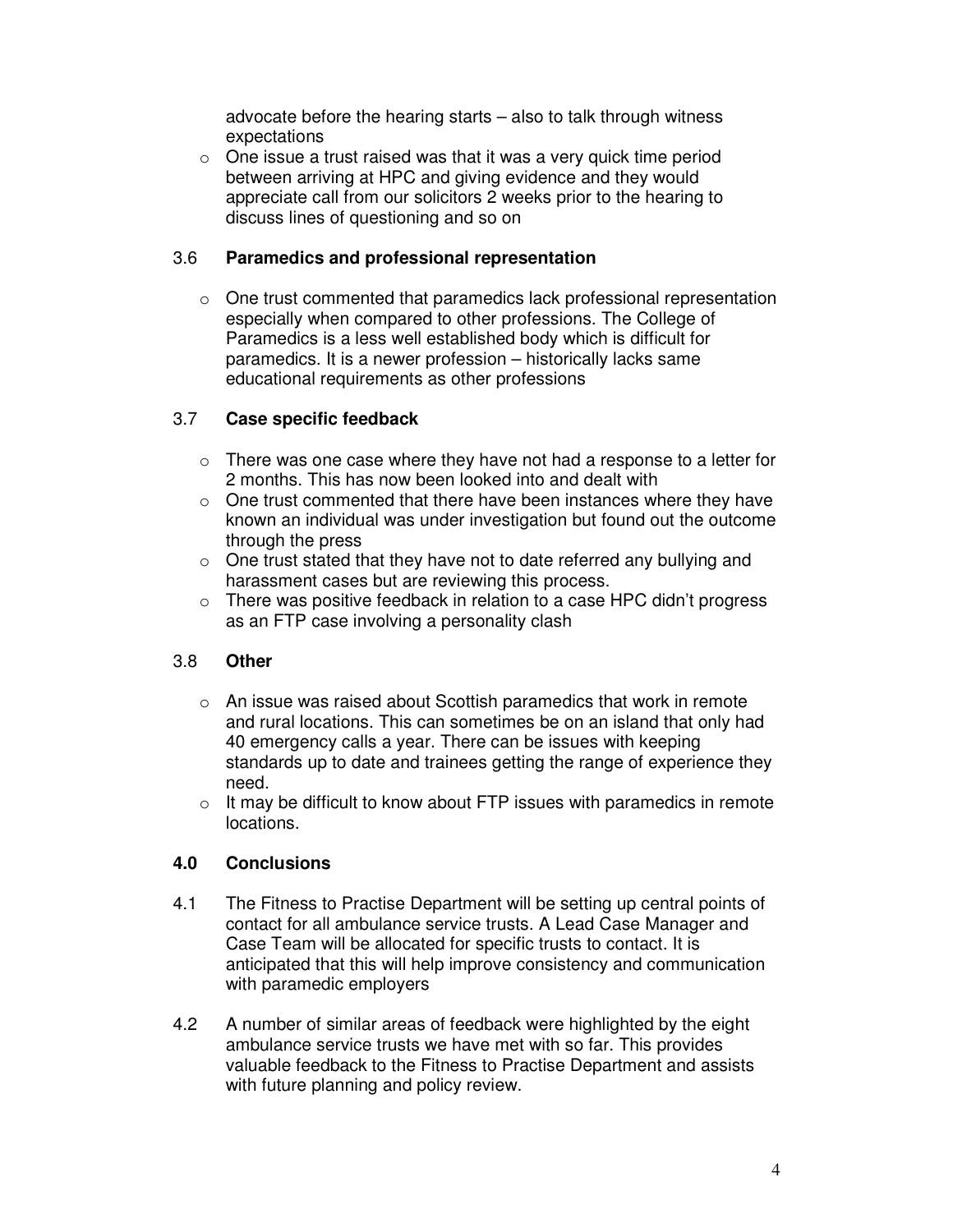advocate before the hearing starts – also to talk through witness expectations

- One issue a trust raised was that it was a very quick time period between arriving at HPC and giving evidence and they would appreciate call from our solicitors 2 weeks prior to the hearing to discuss lines of questioning and so on

### 3.6 Paramedics and professional representation

- One trust commented that paramedics lack professional representation especially when compared to other professions. The College of Paramedics is a less well established body which is difficult for paramedics. It is a newer profession – historically lacks same educational requirements as other professions

### 3.7 Case specific feedback

- There was one case where they have not had a response to a letter for 2 months. This has now been looked into and dealt with
- One trust commented that there have been instances where they have known an individual was under investigation but found out the outcome through the press
- One trust stated that they have not to date referred any bullying and harassment cases but are reviewing this process.
- There was positive feedback in relation to a case HPC didn't progress as an FTP case involving a personality clash

### 3.8 Other

- An issue was raised about Scottish paramedics that work in remote and rural locations. This can sometimes be on an island that only had 40 emergency calls a year. There can be issues with keeping standards up to date and trainees getting the range of experience they need.
- It may be difficult to know about FTP issues with paramedics in remote locations.

## 4.0 Conclusions

4.1 The Fitness to Practise Department will be setting up central points of contact for all ambulance service trusts. A Lead Case Manager and Case Team will be allocated for specific trusts to contact. It is anticipated that this will help improve consistency and communication with paramedic employers

4.2 A number of similar areas of feedback were highlighted by the eight ambulance service trusts we have met with so far. This provides valuable feedback to the Fitness to Practise Department and assists with future planning and policy review.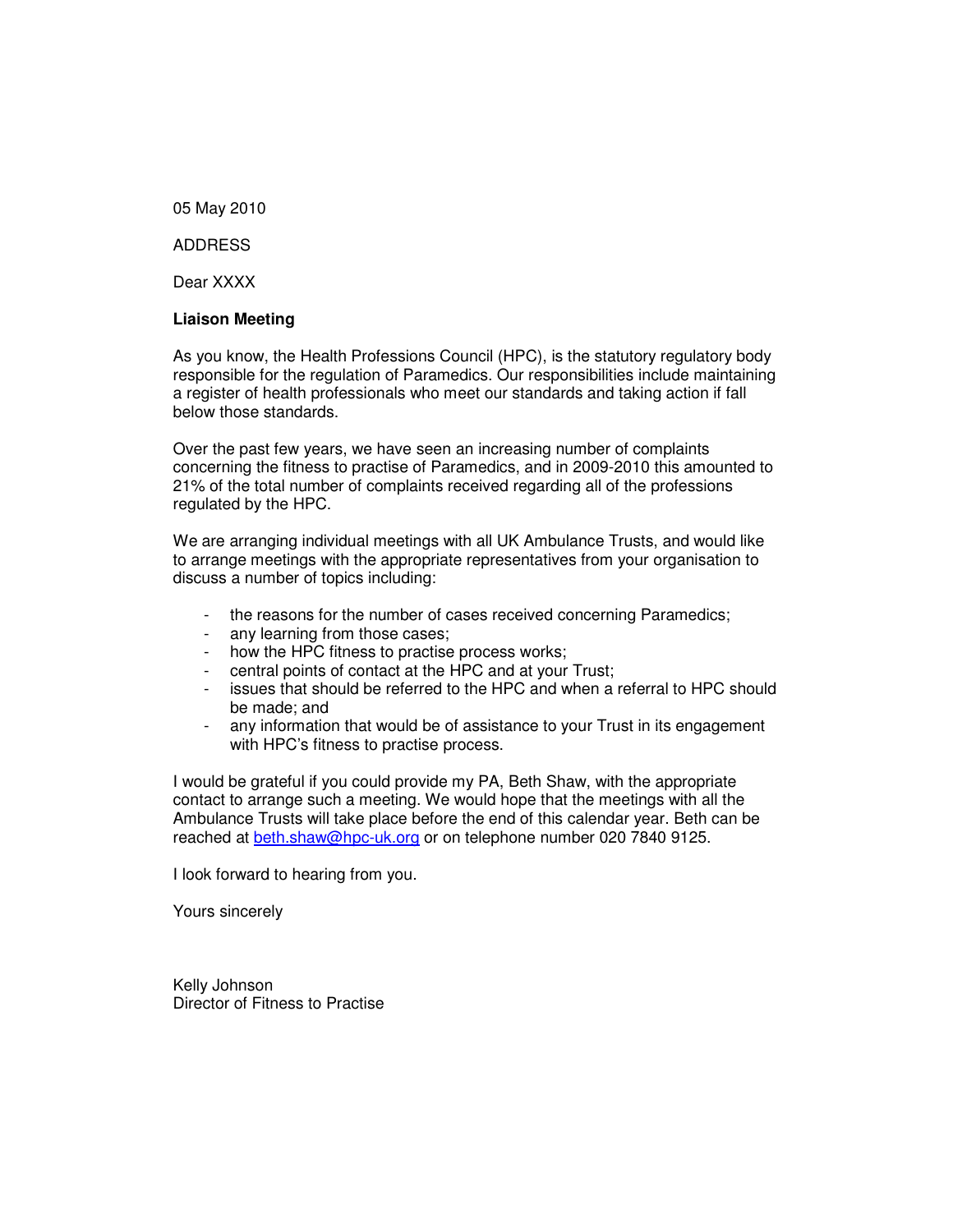05 May 2010

ADDRESS

Dear XXXX

**Liaison Meeting**

As you know, the Health Professions Council (HPC), is the statutory regulatory body responsible for the regulation of Paramedics. Our responsibilities include maintaining a register of health professionals who meet our standards and taking action if fall below those standards.

Over the past few years, we have seen an increasing number of complaints concerning the fitness to practise of Paramedics, and in 2009-2010 this amounted to 21% of the total number of complaints received regarding all of the professions regulated by the HPC.

We are arranging individual meetings with all UK Ambulance Trusts, and would like to arrange meetings with the appropriate representatives from your organisation to discuss a number of topics including:

- the reasons for the number of cases received concerning Paramedics;
- any learning from those cases;
- how the HPC fitness to practise process works;
- central points of contact at the HPC and at your Trust;
- issues that should be referred to the HPC and when a referral to HPC should be made; and
- any information that would be of assistance to your Trust in its engagement with HPC's fitness to practise process.

I would be grateful if you could provide my PA, Beth Shaw, with the appropriate contact to arrange such a meeting. We would hope that the meetings with all the Ambulance Trusts will take place before the end of this calendar year. Beth can be reached at beth.shaw@hpc-uk.org or on telephone number 020 7840 9125.

I look forward to hearing from you.

Yours sincerely

Kelly Johnson
Director of Fitness to Practise